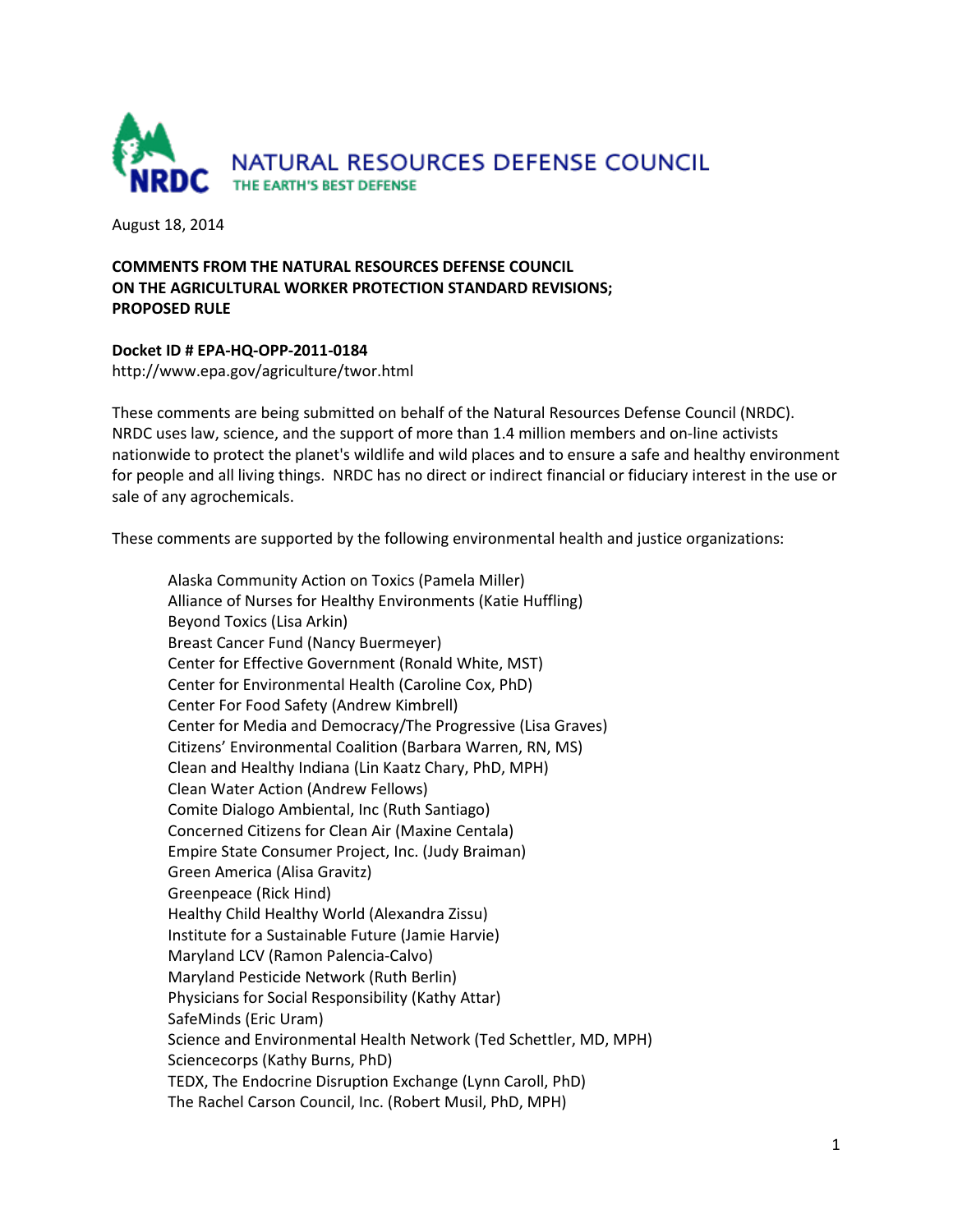NATURAL RESOURCES DEFENSE COUNCIL
THE EARTH'S BEST DEFENSE

August 18, 2014

**COMMENTS FROM THE NATURAL RESOURCES DEFENSE COUNCIL**
**ON THE AGRICULTURAL WORKER PROTECTION STANDARD REVISIONS;**
**PROPOSED RULE**

**Docket ID # EPA-HQ-OPP-2011-0184**
http://www.epa.gov/agriculture/twor.html

These comments are being submitted on behalf of the Natural Resources Defense Council (NRDC). NRDC uses law, science, and the support of more than 1.4 million members and on-line activists nationwide to protect the planet's wildlife and wild places and to ensure a safe and healthy environment for people and all living things. NRDC has no direct or indirect financial or fiduciary interest in the use or sale of any agrochemicals.

These comments are supported by the following environmental health and justice organizations:

Alaska Community Action on Toxics (Pamela Miller)
Alliance of Nurses for Healthy Environments (Katie Huffling)
Beyond Toxics (Lisa Arkin)
Breast Cancer Fund (Nancy Buermeyer)
Center for Effective Government (Ronald White, MST)
Center for Environmental Health (Caroline Cox, PhD)
Center For Food Safety (Andrew Kimbrell)
Center for Media and Democracy/The Progressive (Lisa Graves)
Citizens' Environmental Coalition (Barbara Warren, RN, MS)
Clean and Healthy Indiana (Lin Kaatz Chary, PhD, MPH)
Clean Water Action (Andrew Fellows)
Comite Dialogo Ambiental, Inc (Ruth Santiago)
Concerned Citizens for Clean Air (Maxine Centala)
Empire State Consumer Project, Inc. (Judy Braiman)
Green America (Alisa Gravitz)
Greenpeace (Rick Hind)
Healthy Child Healthy World (Alexandra Zissu)
Institute for a Sustainable Future (Jamie Harvie)
Maryland LCV (Ramon Palencia-Calvo)
Maryland Pesticide Network (Ruth Berlin)
Physicians for Social Responsibility (Kathy Attar)
SafeMinds (Eric Uram)
Science and Environmental Health Network (Ted Schettler, MD, MPH)
Sciencecorps (Kathy Burns, PhD)
TEDX, The Endocrine Disruption Exchange (Lynn Caroll, PhD)
The Rachel Carson Council, Inc. (Robert Musil, PhD, MPH)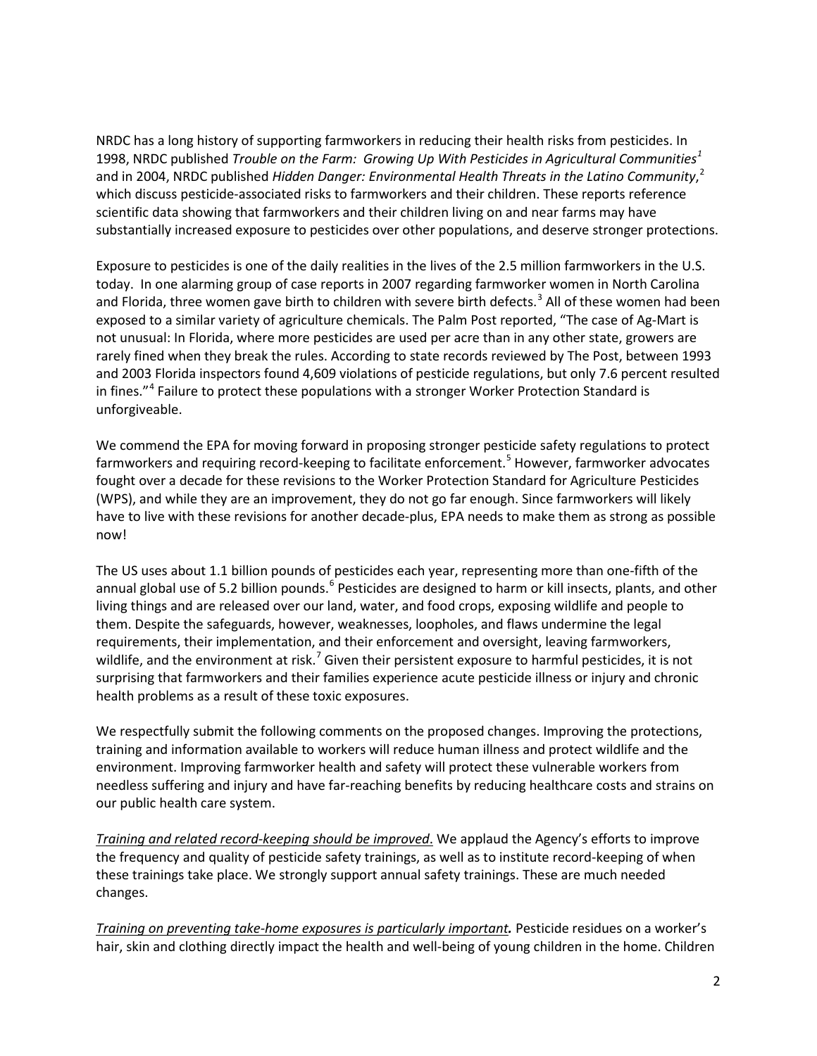NRDC has a long history of supporting farmworkers in reducing their health risks from pesticides. In 1998, NRDC published *Trouble on the Farm: Growing Up With Pesticides in Agricultural Communities*[1] and in 2004, NRDC published *Hidden Danger: Environmental Health Threats in the Latino Community*,[2] which discuss pesticide-associated risks to farmworkers and their children. These reports reference scientific data showing that farmworkers and their children living on and near farms may have substantially increased exposure to pesticides over other populations, and deserve stronger protections.

Exposure to pesticides is one of the daily realities in the lives of the 2.5 million farmworkers in the U.S. today. In one alarming group of case reports in 2007 regarding farmworker women in North Carolina and Florida, three women gave birth to children with severe birth defects.[3] All of these women had been exposed to a similar variety of agriculture chemicals. The Palm Post reported, "The case of Ag-Mart is not unusual: In Florida, where more pesticides are used per acre than in any other state, growers are rarely fined when they break the rules. According to state records reviewed by The Post, between 1993 and 2003 Florida inspectors found 4,609 violations of pesticide regulations, but only 7.6 percent resulted in fines."[4] Failure to protect these populations with a stronger Worker Protection Standard is unforgiveable.

We commend the EPA for moving forward in proposing stronger pesticide safety regulations to protect farmworkers and requiring record-keeping to facilitate enforcement.[5] However, farmworker advocates fought over a decade for these revisions to the Worker Protection Standard for Agriculture Pesticides (WPS), and while they are an improvement, they do not go far enough. Since farmworkers will likely have to live with these revisions for another decade-plus, EPA needs to make them as strong as possible now!

The US uses about 1.1 billion pounds of pesticides each year, representing more than one-fifth of the annual global use of 5.2 billion pounds.[6] Pesticides are designed to harm or kill insects, plants, and other living things and are released over our land, water, and food crops, exposing wildlife and people to them. Despite the safeguards, however, weaknesses, loopholes, and flaws undermine the legal requirements, their implementation, and their enforcement and oversight, leaving farmworkers, wildlife, and the environment at risk.[7] Given their persistent exposure to harmful pesticides, it is not surprising that farmworkers and their families experience acute pesticide illness or injury and chronic health problems as a result of these toxic exposures.

We respectfully submit the following comments on the proposed changes. Improving the protections, training and information available to workers will reduce human illness and protect wildlife and the environment. Improving farmworker health and safety will protect these vulnerable workers from needless suffering and injury and have far-reaching benefits by reducing healthcare costs and strains on our public health care system.

*Training and related record-keeping should be improved*. We applaud the Agency's efforts to improve the frequency and quality of pesticide safety trainings, as well as to institute record-keeping of when these trainings take place. We strongly support annual safety trainings. These are much needed changes.

***Training on preventing take-home exposures is particularly important.*** Pesticide residues on a worker's hair, skin and clothing directly impact the health and well-being of young children in the home. Children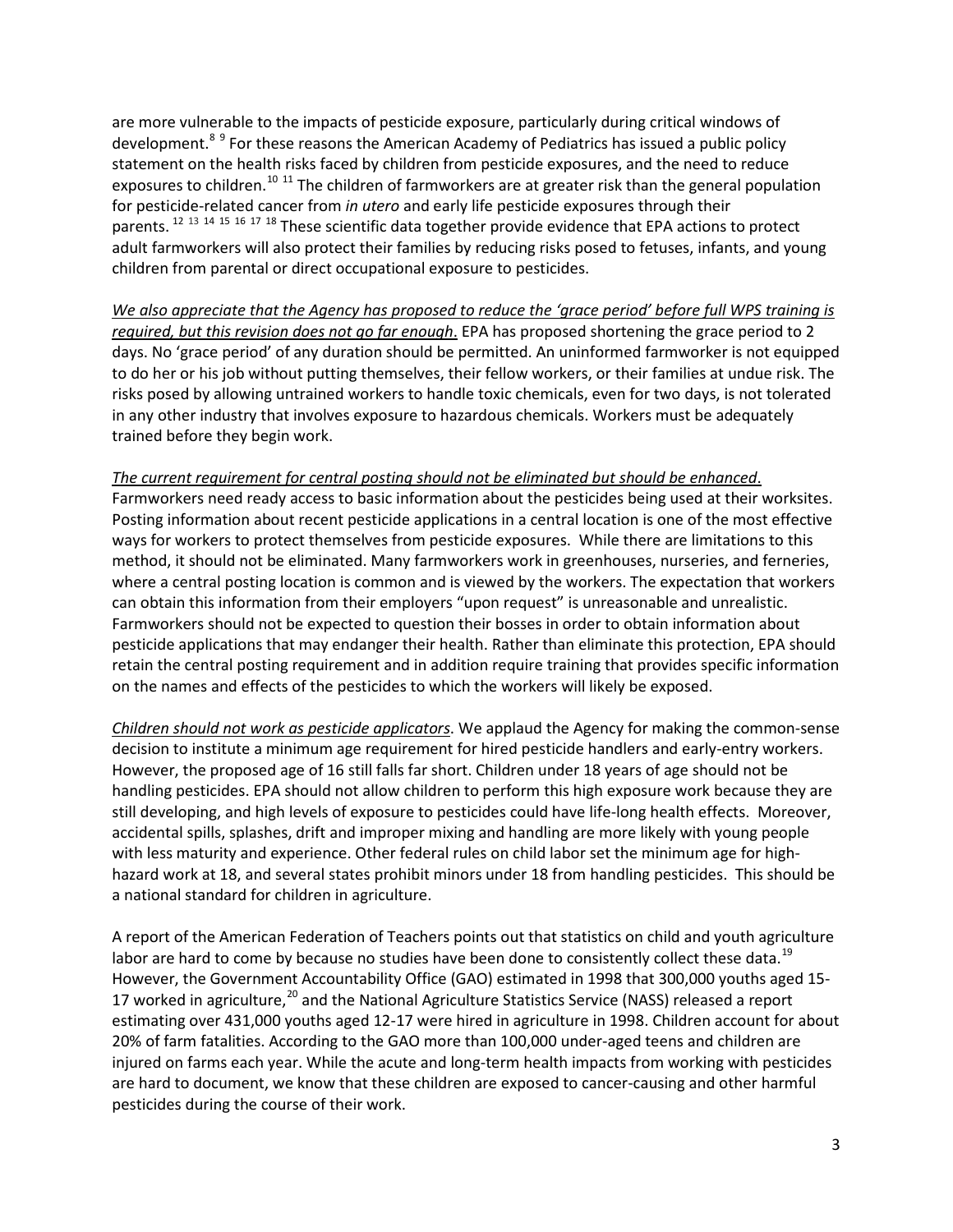are more vulnerable to the impacts of pesticide exposure, particularly during critical windows of development.[8] [9] For these reasons the American Academy of Pediatrics has issued a public policy statement on the health risks faced by children from pesticide exposures, and the need to reduce exposures to children.[10] [11] The children of farmworkers are at greater risk than the general population for pesticide-related cancer from *in utero* and early life pesticide exposures through their parents.[12] [13] [14] [15] [16] [17] [18] These scientific data together provide evidence that EPA actions to protect adult farmworkers will also protect their families by reducing risks posed to fetuses, infants, and young children from parental or direct occupational exposure to pesticides.

*We also appreciate that the Agency has proposed to reduce the 'grace period' before full WPS training is required, but this revision does not go far enough*. EPA has proposed shortening the grace period to 2 days. No 'grace period' of any duration should be permitted. An uninformed farmworker is not equipped to do her or his job without putting themselves, their fellow workers, or their families at undue risk. The risks posed by allowing untrained workers to handle toxic chemicals, even for two days, is not tolerated in any other industry that involves exposure to hazardous chemicals. Workers must be adequately trained before they begin work.

*The current requirement for central posting should not be eliminated but should be enhanced*. Farmworkers need ready access to basic information about the pesticides being used at their worksites. Posting information about recent pesticide applications in a central location is one of the most effective ways for workers to protect themselves from pesticide exposures. While there are limitations to this method, it should not be eliminated. Many farmworkers work in greenhouses, nurseries, and ferneries, where a central posting location is common and is viewed by the workers. The expectation that workers can obtain this information from their employers "upon request" is unreasonable and unrealistic. Farmworkers should not be expected to question their bosses in order to obtain information about pesticide applications that may endanger their health. Rather than eliminate this protection, EPA should retain the central posting requirement and in addition require training that provides specific information on the names and effects of the pesticides to which the workers will likely be exposed.

*Children should not work as pesticide applicators*. We applaud the Agency for making the common-sense decision to institute a minimum age requirement for hired pesticide handlers and early-entry workers. However, the proposed age of 16 still falls far short. Children under 18 years of age should not be handling pesticides. EPA should not allow children to perform this high exposure work because they are still developing, and high levels of exposure to pesticides could have life-long health effects. Moreover, accidental spills, splashes, drift and improper mixing and handling are more likely with young people with less maturity and experience. Other federal rules on child labor set the minimum age for high-hazard work at 18, and several states prohibit minors under 18 from handling pesticides. This should be a national standard for children in agriculture.

A report of the American Federation of Teachers points out that statistics on child and youth agriculture labor are hard to come by because no studies have been done to consistently collect these data.[19] However, the Government Accountability Office (GAO) estimated in 1998 that 300,000 youths aged 15-17 worked in agriculture,[20] and the National Agriculture Statistics Service (NASS) released a report estimating over 431,000 youths aged 12-17 were hired in agriculture in 1998. Children account for about 20% of farm fatalities. According to the GAO more than 100,000 under-aged teens and children are injured on farms each year. While the acute and long-term health impacts from working with pesticides are hard to document, we know that these children are exposed to cancer-causing and other harmful pesticides during the course of their work.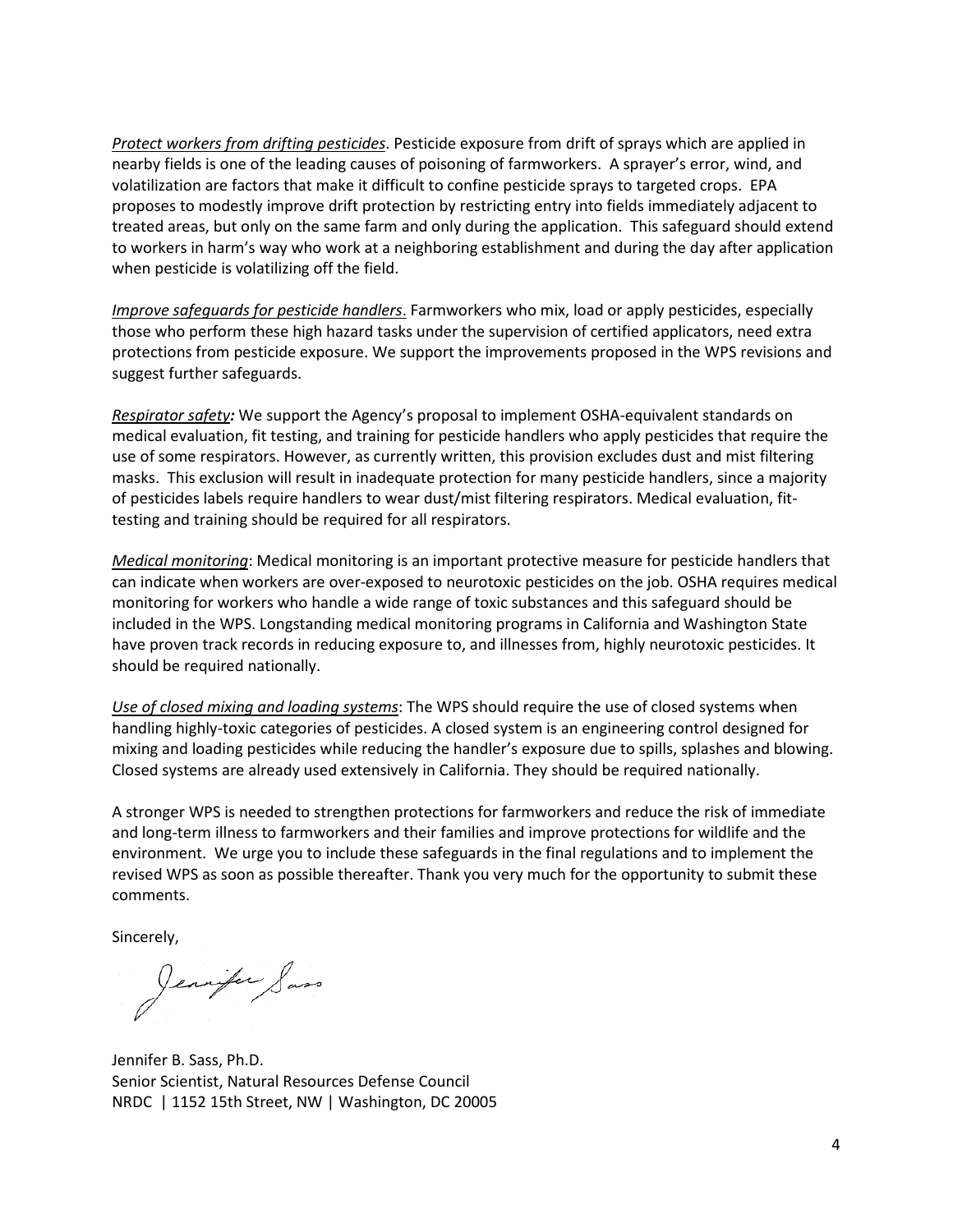*Protect workers from drifting pesticides*. Pesticide exposure from drift of sprays which are applied in nearby fields is one of the leading causes of poisoning of farmworkers. A sprayer's error, wind, and volatilization are factors that make it difficult to confine pesticide sprays to targeted crops. EPA proposes to modestly improve drift protection by restricting entry into fields immediately adjacent to treated areas, but only on the same farm and only during the application. This safeguard should extend to workers in harm's way who work at a neighboring establishment and during the day after application when pesticide is volatilizing off the field.

*Improve safeguards for pesticide handlers*. Farmworkers who mix, load or apply pesticides, especially those who perform these high hazard tasks under the supervision of certified applicators, need extra protections from pesticide exposure. We support the improvements proposed in the WPS revisions and suggest further safeguards.

*Respirator safety**:*** We support the Agency's proposal to implement OSHA-equivalent standards on medical evaluation, fit testing, and training for pesticide handlers who apply pesticides that require the use of some respirators. However, as currently written, this provision excludes dust and mist filtering masks. This exclusion will result in inadequate protection for many pesticide handlers, since a majority of pesticides labels require handlers to wear dust/mist filtering respirators. Medical evaluation, fit-testing and training should be required for all respirators.

*Medical monitoring*: Medical monitoring is an important protective measure for pesticide handlers that can indicate when workers are over-exposed to neurotoxic pesticides on the job. OSHA requires medical monitoring for workers who handle a wide range of toxic substances and this safeguard should be included in the WPS. Longstanding medical monitoring programs in California and Washington State have proven track records in reducing exposure to, and illnesses from, highly neurotoxic pesticides. It should be required nationally.

*Use of closed mixing and loading systems*: The WPS should require the use of closed systems when handling highly-toxic categories of pesticides. A closed system is an engineering control designed for mixing and loading pesticides while reducing the handler's exposure due to spills, splashes and blowing. Closed systems are already used extensively in California. They should be required nationally.

A stronger WPS is needed to strengthen protections for farmworkers and reduce the risk of immediate and long-term illness to farmworkers and their families and improve protections for wildlife and the environment. We urge you to include these safeguards in the final regulations and to implement the revised WPS as soon as possible thereafter. Thank you very much for the opportunity to submit these comments.

Sincerely,

Jennifer Sass

Jennifer B. Sass, Ph.D.
Senior Scientist, Natural Resources Defense Council
NRDC | 1152 15th Street, NW | Washington, DC 20005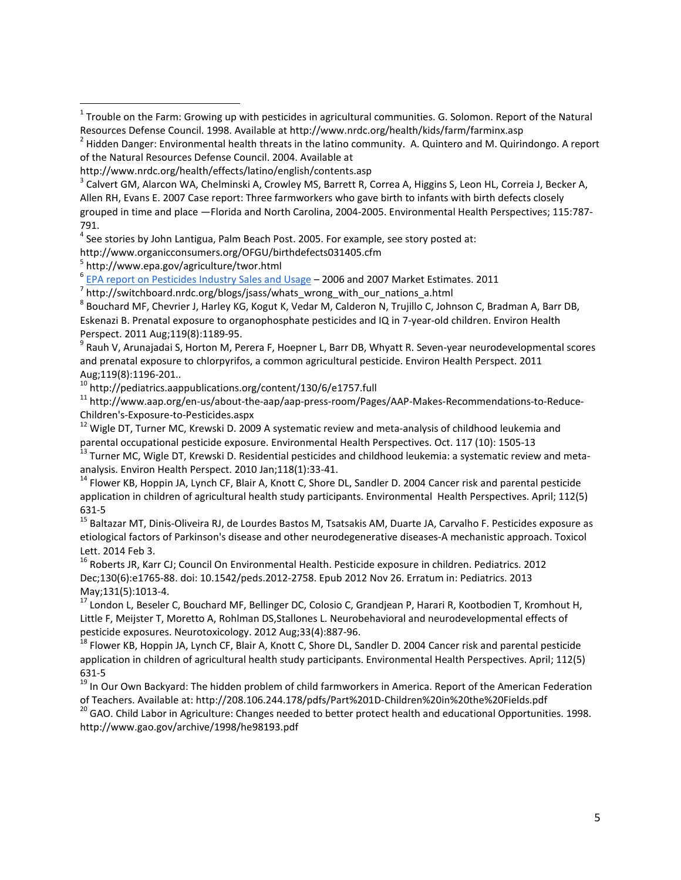[1] Trouble on the Farm: Growing up with pesticides in agricultural communities. G. Solomon. Report of the Natural Resources Defense Council. 1998. Available at http://www.nrdc.org/health/kids/farm/farminx.asp

[2] Hidden Danger: Environmental health threats in the latino community. A. Quintero and M. Quirindongo. A report of the Natural Resources Defense Council. 2004. Available at http://www.nrdc.org/health/effects/latino/english/contents.asp

[3] Calvert GM, Alarcon WA, Chelminski A, Crowley MS, Barrett R, Correa A, Higgins S, Leon HL, Correia J, Becker A, Allen RH, Evans E. 2007 Case report: Three farmworkers who gave birth to infants with birth defects closely grouped in time and place —Florida and North Carolina, 2004-2005. Environmental Health Perspectives; 115:787-791.

[4] See stories by John Lantigua, Palm Beach Post. 2005. For example, see story posted at: http://www.organicconsumers.org/OFGU/birthdefects031405.cfm

[5] http://www.epa.gov/agriculture/twor.html

[6] EPA report on Pesticides Industry Sales and Usage – 2006 and 2007 Market Estimates. 2011

[7] http://switchboard.nrdc.org/blogs/jsass/whats_wrong_with_our_nations_a.html

[8] Bouchard MF, Chevrier J, Harley KG, Kogut K, Vedar M, Calderon N, Trujillo C, Johnson C, Bradman A, Barr DB, Eskenazi B. Prenatal exposure to organophosphate pesticides and IQ in 7-year-old children. Environ Health Perspect. 2011 Aug;119(8):1189-95.

[9] Rauh V, Arunajadai S, Horton M, Perera F, Hoepner L, Barr DB, Whyatt R. Seven-year neurodevelopmental scores and prenatal exposure to chlorpyrifos, a common agricultural pesticide. Environ Health Perspect. 2011 Aug;119(8):1196-201..

[10] http://pediatrics.aappublications.org/content/130/6/e1757.full

[11] http://www.aap.org/en-us/about-the-aap/aap-press-room/Pages/AAP-Makes-Recommendations-to-Reduce-Children's-Exposure-to-Pesticides.aspx

[12] Wigle DT, Turner MC, Krewski D. 2009 A systematic review and meta-analysis of childhood leukemia and parental occupational pesticide exposure. Environmental Health Perspectives. Oct. 117 (10): 1505-13

[13] Turner MC, Wigle DT, Krewski D. Residential pesticides and childhood leukemia: a systematic review and meta-analysis. Environ Health Perspect. 2010 Jan;118(1):33-41.

[14] Flower KB, Hoppin JA, Lynch CF, Blair A, Knott C, Shore DL, Sandler D. 2004 Cancer risk and parental pesticide application in children of agricultural health study participants. Environmental Health Perspectives. April; 112(5) 631-5

[15] Baltazar MT, Dinis-Oliveira RJ, de Lourdes Bastos M, Tsatsakis AM, Duarte JA, Carvalho F. Pesticides exposure as etiological factors of Parkinson's disease and other neurodegenerative diseases-A mechanistic approach. Toxicol Lett. 2014 Feb 3.

[16] Roberts JR, Karr CJ; Council On Environmental Health. Pesticide exposure in children. Pediatrics. 2012 Dec;130(6):e1765-88. doi: 10.1542/peds.2012-2758. Epub 2012 Nov 26. Erratum in: Pediatrics. 2013 May;131(5):1013-4.

[17] London L, Beseler C, Bouchard MF, Bellinger DC, Colosio C, Grandjean P, Harari R, Kootbodien T, Kromhout H, Little F, Meijster T, Moretto A, Rohlman DS,Stallones L. Neurobehavioral and neurodevelopmental effects of pesticide exposures. Neurotoxicology. 2012 Aug;33(4):887-96.

[18] Flower KB, Hoppin JA, Lynch CF, Blair A, Knott C, Shore DL, Sandler D. 2004 Cancer risk and parental pesticide application in children of agricultural health study participants. Environmental Health Perspectives. April; 112(5) 631-5

[19] In Our Own Backyard: The hidden problem of child farmworkers in America. Report of the American Federation of Teachers. Available at: http://208.106.244.178/pdfs/Part%201D-Children%20in%20the%20Fields.pdf

[20] GAO. Child Labor in Agriculture: Changes needed to better protect health and educational Opportunities. 1998. http://www.gao.gov/archive/1998/he98193.pdf